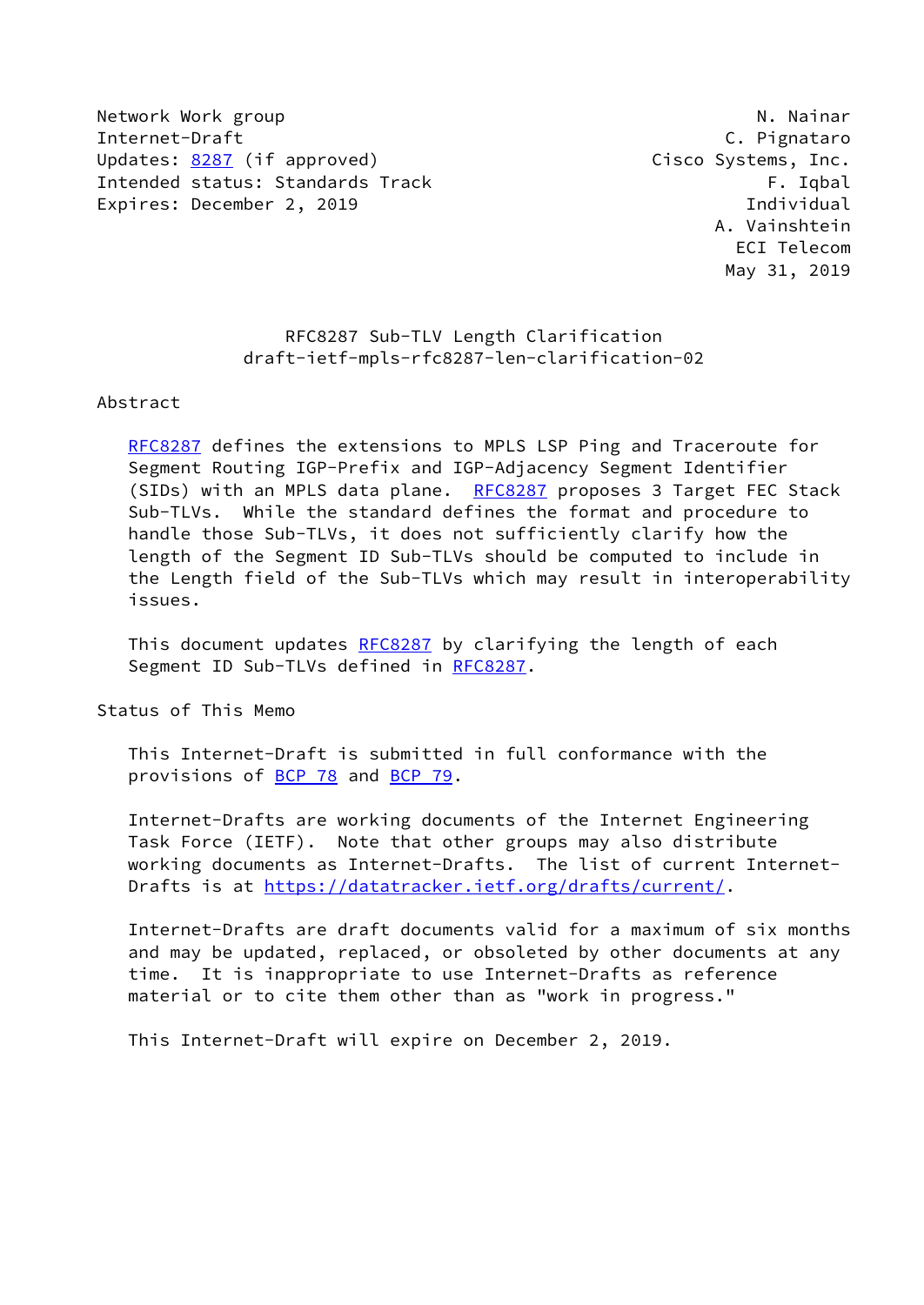Network Work group N. Nainar
Internet-Draft C. Pignataro
Updates: 8287 (if approved) Cisco Systems, Inc.
Intended status: Standards Track F. Iqbal
Expires: December 2, 2019 Individual
A. Vainshtein
ECI Telecom
May 31, 2019

# RFC8287 Sub-TLV Length Clarification
## draft-ietf-mpls-rfc8287-len-clarification-02

## Abstract

RFC8287 defines the extensions to MPLS LSP Ping and Traceroute for Segment Routing IGP-Prefix and IGP-Adjacency Segment Identifier (SIDs) with an MPLS data plane. RFC8287 proposes 3 Target FEC Stack Sub-TLVs. While the standard defines the format and procedure to handle those Sub-TLVs, it does not sufficiently clarify how the length of the Segment ID Sub-TLVs should be computed to include in the Length field of the Sub-TLVs which may result in interoperability issues.

This document updates RFC8287 by clarifying the length of each Segment ID Sub-TLVs defined in RFC8287.

## Status of This Memo

This Internet-Draft is submitted in full conformance with the provisions of BCP 78 and BCP 79.

Internet-Drafts are working documents of the Internet Engineering Task Force (IETF). Note that other groups may also distribute working documents as Internet-Drafts. The list of current Internet-Drafts is at https://datatracker.ietf.org/drafts/current/.

Internet-Drafts are draft documents valid for a maximum of six months and may be updated, replaced, or obsoleted by other documents at any time. It is inappropriate to use Internet-Drafts as reference material or to cite them other than as "work in progress."

This Internet-Draft will expire on December 2, 2019.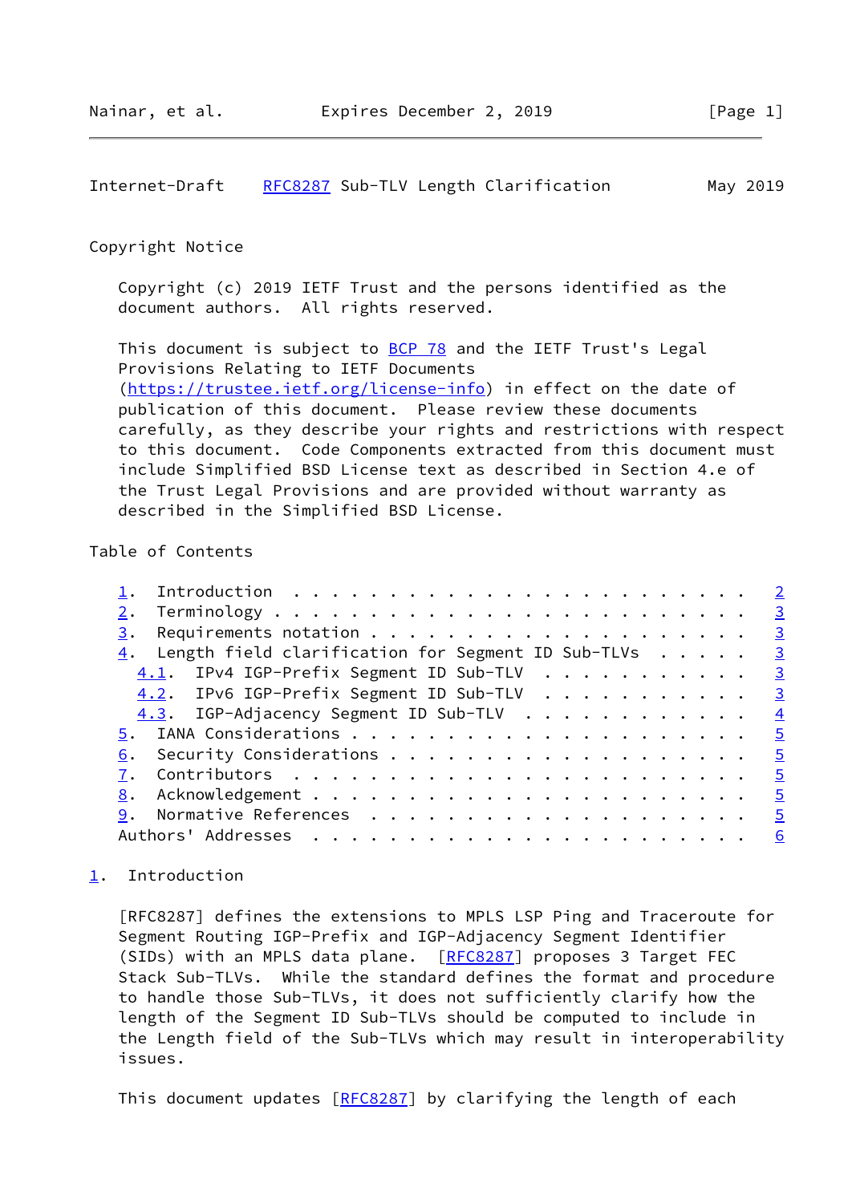Copyright Notice

Copyright (c) 2019 IETF Trust and the persons identified as the document authors. All rights reserved.

This document is subject to BCP 78 and the IETF Trust's Legal Provisions Relating to IETF Documents (https://trustee.ietf.org/license-info) in effect on the date of publication of this document. Please review these documents carefully, as they describe your rights and restrictions with respect to this document. Code Components extracted from this document must include Simplified BSD License text as described in Section 4.e of the Trust Legal Provisions and are provided without warranty as described in the Simplified BSD License.

## Table of Contents

1. Introduction . . . . . . . . . . . . . . . . . . . . . . . . 2
2. Terminology . . . . . . . . . . . . . . . . . . . . . . . . . 3
3. Requirements notation . . . . . . . . . . . . . . . . . . . . 3
4. Length field clarification for Segment ID Sub-TLVs . . . . . 3
   - 4.1. IPv4 IGP-Prefix Segment ID Sub-TLV . . . . . . . . . . 3
   - 4.2. IPv6 IGP-Prefix Segment ID Sub-TLV . . . . . . . . . . 3
   - 4.3. IGP-Adjacency Segment ID Sub-TLV . . . . . . . . . . . 4
5. IANA Considerations . . . . . . . . . . . . . . . . . . . . . 5
6. Security Considerations . . . . . . . . . . . . . . . . . . . 5
7. Contributors . . . . . . . . . . . . . . . . . . . . . . . . 5
8. Acknowledgement . . . . . . . . . . . . . . . . . . . . . . . 5
9. Normative References . . . . . . . . . . . . . . . . . . . . 5

Authors' Addresses . . . . . . . . . . . . . . . . . . . . . . . 6

## 1. Introduction

[RFC8287] defines the extensions to MPLS LSP Ping and Traceroute for Segment Routing IGP-Prefix and IGP-Adjacency Segment Identifier (SIDs) with an MPLS data plane. [RFC8287] proposes 3 Target FEC Stack Sub-TLVs. While the standard defines the format and procedure to handle those Sub-TLVs, it does not sufficiently clarify how the length of the Segment ID Sub-TLVs should be computed to include in the Length field of the Sub-TLVs which may result in interoperability issues.

This document updates [RFC8287] by clarifying the length of each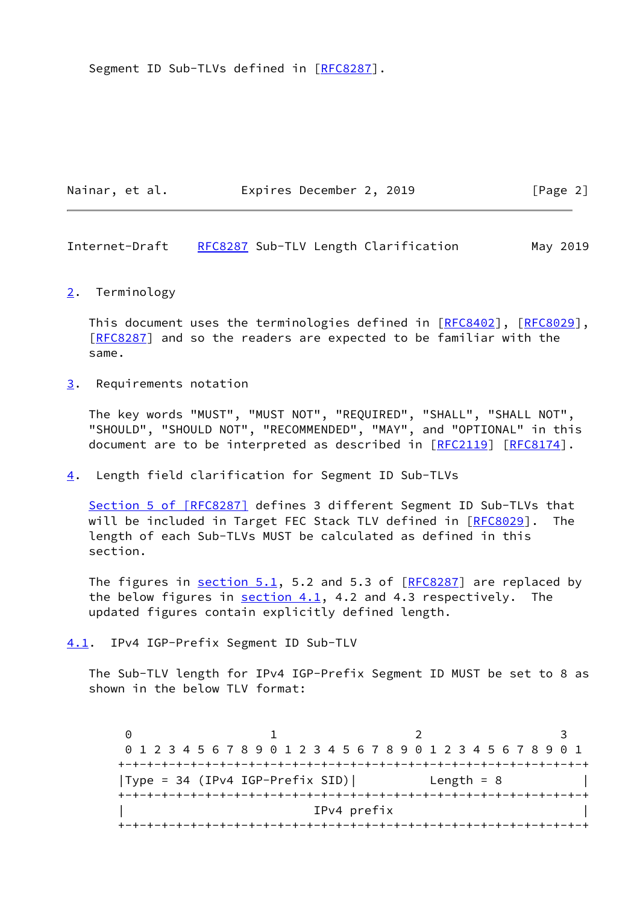Segment ID Sub-TLVs defined in [RFC8287].

## 2. Terminology

This document uses the terminologies defined in [RFC8402], [RFC8029], [RFC8287] and so the readers are expected to be familiar with the same.

## 3. Requirements notation

The key words "MUST", "MUST NOT", "REQUIRED", "SHALL", "SHALL NOT", "SHOULD", "SHOULD NOT", "RECOMMENDED", "MAY", and "OPTIONAL" in this document are to be interpreted as described in [RFC2119] [RFC8174].

## 4. Length field clarification for Segment ID Sub-TLVs

Section 5 of [RFC8287] defines 3 different Segment ID Sub-TLVs that will be included in Target FEC Stack TLV defined in [RFC8029]. The length of each Sub-TLVs MUST be calculated as defined in this section.

The figures in section 5.1, 5.2 and 5.3 of [RFC8287] are replaced by the below figures in section 4.1, 4.2 and 4.3 respectively. The updated figures contain explicitly defined length.

### 4.1. IPv4 IGP-Prefix Segment ID Sub-TLV

The Sub-TLV length for IPv4 IGP-Prefix Segment ID MUST be set to 8 as shown in the below TLV format:

```
 0                   1                   2                   3
 0 1 2 3 4 5 6 7 8 9 0 1 2 3 4 5 6 7 8 9 0 1 2 3 4 5 6 7 8 9 0 1
+-+-+-+-+-+-+-+-+-+-+-+-+-+-+-+-+-+-+-+-+-+-+-+-+-+-+-+-+-+-+-+-+
|Type = 34 (IPv4 IGP-Prefix SID)|          Length = 8           |
+-+-+-+-+-+-+-+-+-+-+-+-+-+-+-+-+-+-+-+-+-+-+-+-+-+-+-+-+-+-+-+-+
|                          IPv4 prefix                          |
+-+-+-+-+-+-+-+-+-+-+-+-+-+-+-+-+-+-+-+-+-+-+-+-+-+-+-+-+-+-+-+-+
```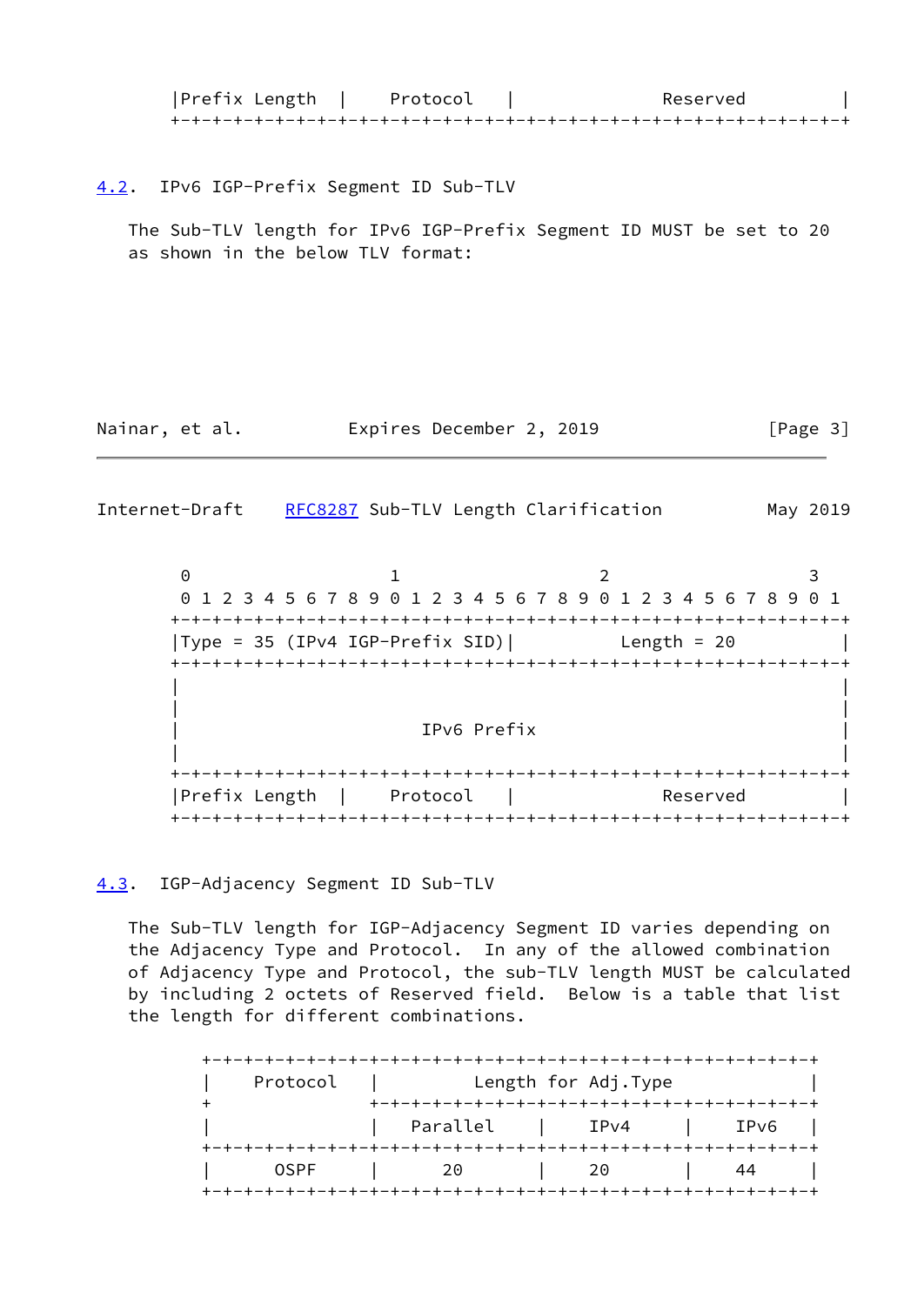```
|Prefix Length  |    Protocol   |             Reserved          |
+-+-+-+-+-+-+-+-+-+-+-+-+-+-+-+-+-+-+-+-+-+-+-+-+-+-+-+-+-+-+-+-+
```

## 4.2. IPv6 IGP-Prefix Segment ID Sub-TLV

The Sub-TLV length for IPv6 IGP-Prefix Segment ID MUST be set to 20 as shown in the below TLV format:

```
 0                   1                   2                   3
 0 1 2 3 4 5 6 7 8 9 0 1 2 3 4 5 6 7 8 9 0 1 2 3 4 5 6 7 8 9 0 1
+-+-+-+-+-+-+-+-+-+-+-+-+-+-+-+-+-+-+-+-+-+-+-+-+-+-+-+-+-+-+-+-+
|Type = 35 (IPv4 IGP-Prefix SID)|          Length = 20          |
+-+-+-+-+-+-+-+-+-+-+-+-+-+-+-+-+-+-+-+-+-+-+-+-+-+-+-+-+-+-+-+-+
|                                                               |
|                                                               |
|                       IPv6 Prefix                             |
|                                                               |
+-+-+-+-+-+-+-+-+-+-+-+-+-+-+-+-+-+-+-+-+-+-+-+-+-+-+-+-+-+-+-+-+
|Prefix Length  |    Protocol   |             Reserved          |
+-+-+-+-+-+-+-+-+-+-+-+-+-+-+-+-+-+-+-+-+-+-+-+-+-+-+-+-+-+-+-+-+
```

## 4.3. IGP-Adjacency Segment ID Sub-TLV

The Sub-TLV length for IGP-Adjacency Segment ID varies depending on the Adjacency Type and Protocol. In any of the allowed combination of Adjacency Type and Protocol, the sub-TLV length MUST be calculated by including 2 octets of Reserved field. Below is a table that list the length for different combinations.

| Protocol | Length for Adj.Type | | |
|---|---|---|---|
| | Parallel | IPv4 | IPv6 |
| OSPF | 20 | 20 | 44 |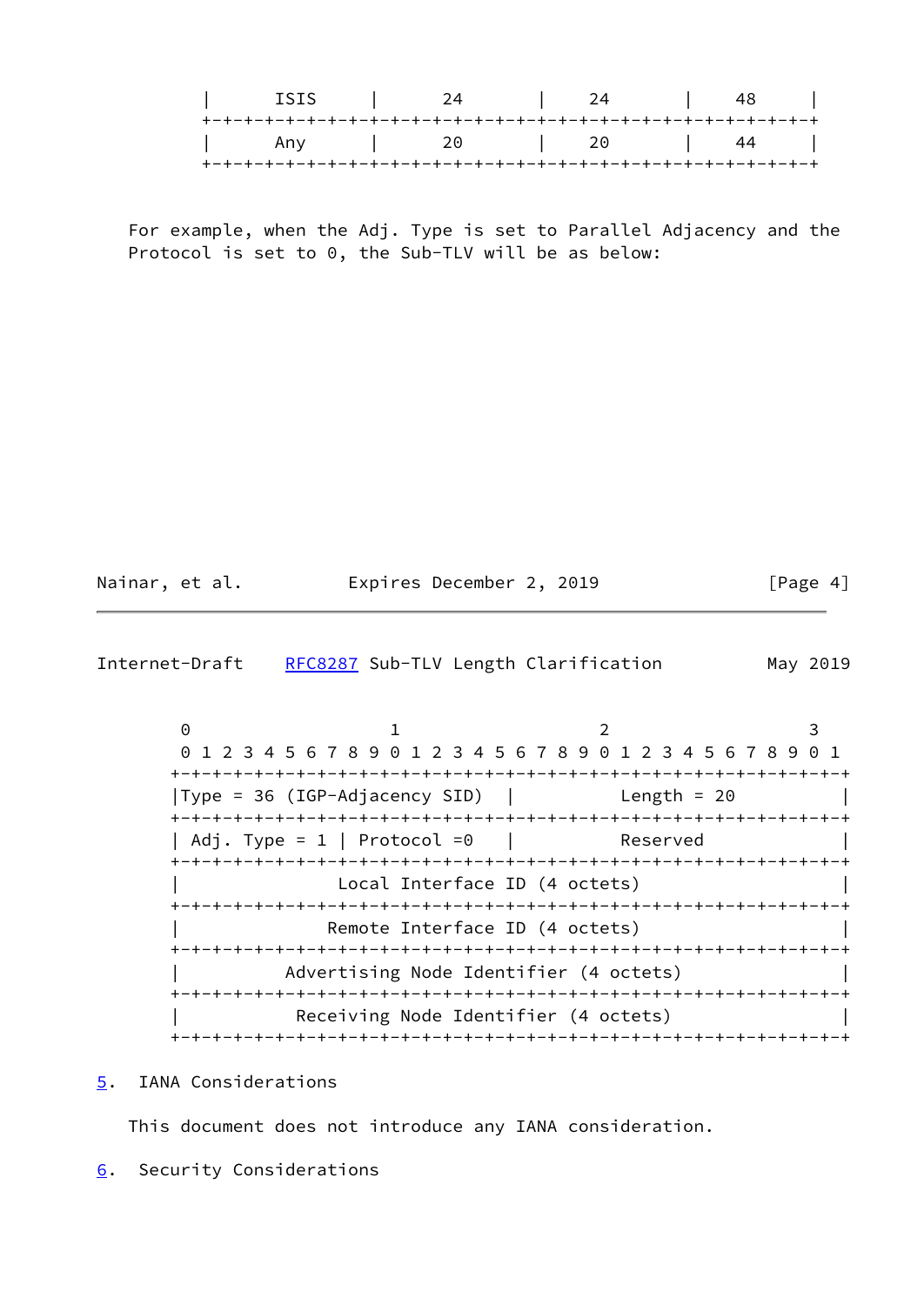| ISIS | 24 | 24 | 48 |
|---|---|---|---|
| Any | 20 | 20 | 44 |

For example, when the Adj. Type is set to Parallel Adjacency and the Protocol is set to 0, the Sub-TLV will be as below:

```
 0                   1                   2                   3
 0 1 2 3 4 5 6 7 8 9 0 1 2 3 4 5 6 7 8 9 0 1 2 3 4 5 6 7 8 9 0 1
+-+-+-+-+-+-+-+-+-+-+-+-+-+-+-+-+-+-+-+-+-+-+-+-+-+-+-+-+-+-+-+-+
|Type = 36 (IGP-Adjacency SID)  |          Length = 20          |
+-+-+-+-+-+-+-+-+-+-+-+-+-+-+-+-+-+-+-+-+-+-+-+-+-+-+-+-+-+-+-+-+
| Adj. Type = 1 | Protocol =0   |          Reserved             |
+-+-+-+-+-+-+-+-+-+-+-+-+-+-+-+-+-+-+-+-+-+-+-+-+-+-+-+-+-+-+-+-+
|               Local Interface ID (4 octets)                   |
+-+-+-+-+-+-+-+-+-+-+-+-+-+-+-+-+-+-+-+-+-+-+-+-+-+-+-+-+-+-+-+-+
|              Remote Interface ID (4 octets)                   |
+-+-+-+-+-+-+-+-+-+-+-+-+-+-+-+-+-+-+-+-+-+-+-+-+-+-+-+-+-+-+-+-+
|          Advertising Node Identifier (4 octets)               |
+-+-+-+-+-+-+-+-+-+-+-+-+-+-+-+-+-+-+-+-+-+-+-+-+-+-+-+-+-+-+-+-+
|           Receiving Node Identifier (4 octets)                |
+-+-+-+-+-+-+-+-+-+-+-+-+-+-+-+-+-+-+-+-+-+-+-+-+-+-+-+-+-+-+-+-+
```

## 5. IANA Considerations

This document does not introduce any IANA consideration.

## 6. Security Considerations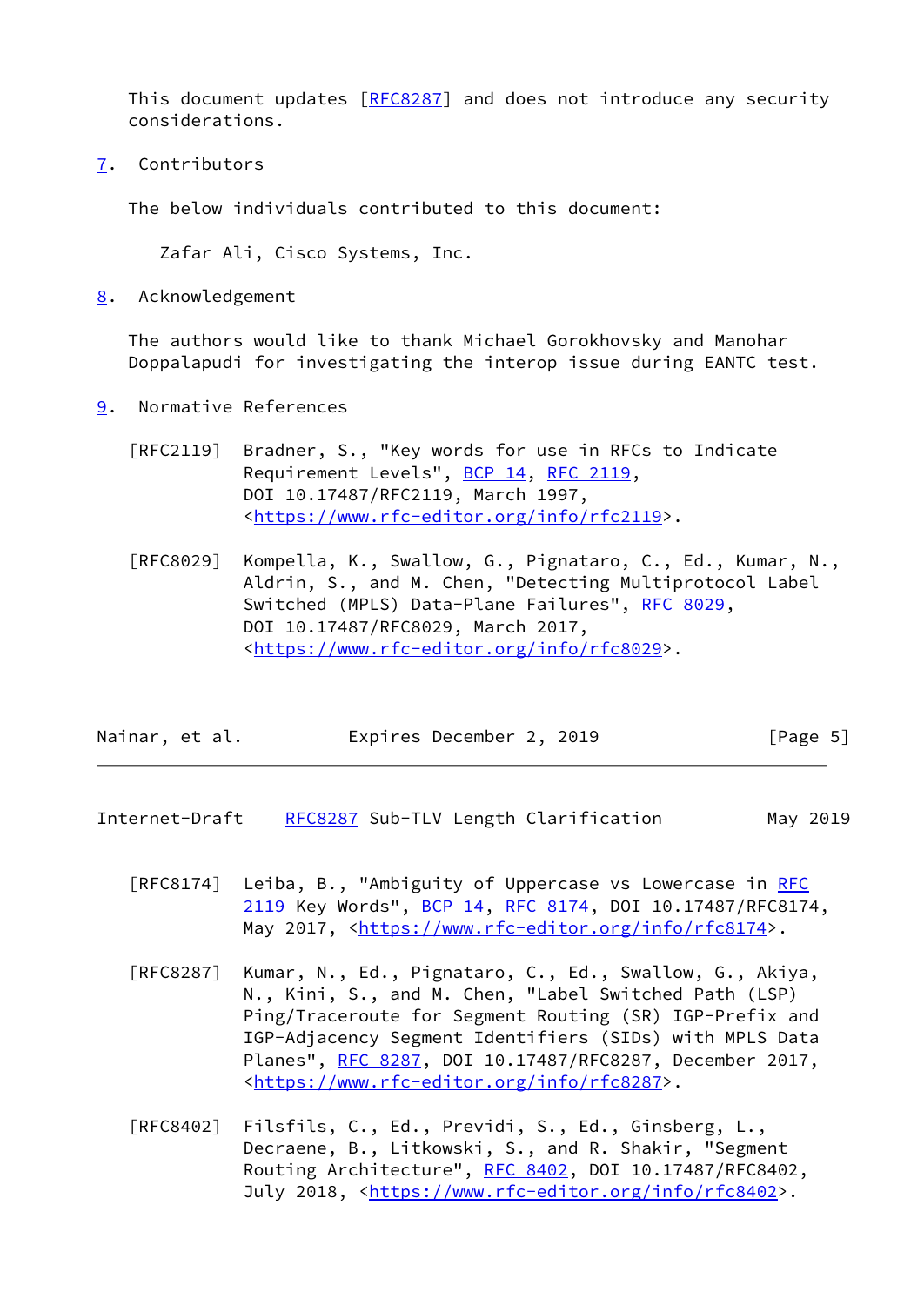This document updates [RFC8287] and does not introduce any security considerations.

## 7. Contributors

The below individuals contributed to this document:

Zafar Ali, Cisco Systems, Inc.

## 8. Acknowledgement

The authors would like to thank Michael Gorokhovsky and Manohar Doppalapudi for investigating the interop issue during EANTC test.

## 9. Normative References

[RFC2119] Bradner, S., "Key words for use in RFCs to Indicate Requirement Levels", BCP 14, RFC 2119, DOI 10.17487/RFC2119, March 1997, <https://www.rfc-editor.org/info/rfc2119>.

[RFC8029] Kompella, K., Swallow, G., Pignataro, C., Ed., Kumar, N., Aldrin, S., and M. Chen, "Detecting Multiprotocol Label Switched (MPLS) Data-Plane Failures", RFC 8029, DOI 10.17487/RFC8029, March 2017, <https://www.rfc-editor.org/info/rfc8029>.

[RFC8174] Leiba, B., "Ambiguity of Uppercase vs Lowercase in RFC 2119 Key Words", BCP 14, RFC 8174, DOI 10.17487/RFC8174, May 2017, <https://www.rfc-editor.org/info/rfc8174>.

[RFC8287] Kumar, N., Ed., Pignataro, C., Ed., Swallow, G., Akiya, N., Kini, S., and M. Chen, "Label Switched Path (LSP) Ping/Traceroute for Segment Routing (SR) IGP-Prefix and IGP-Adjacency Segment Identifiers (SIDs) with MPLS Data Planes", RFC 8287, DOI 10.17487/RFC8287, December 2017, <https://www.rfc-editor.org/info/rfc8287>.

[RFC8402] Filsfils, C., Ed., Previdi, S., Ed., Ginsberg, L., Decraene, B., Litkowski, S., and R. Shakir, "Segment Routing Architecture", RFC 8402, DOI 10.17487/RFC8402, July 2018, <https://www.rfc-editor.org/info/rfc8402>.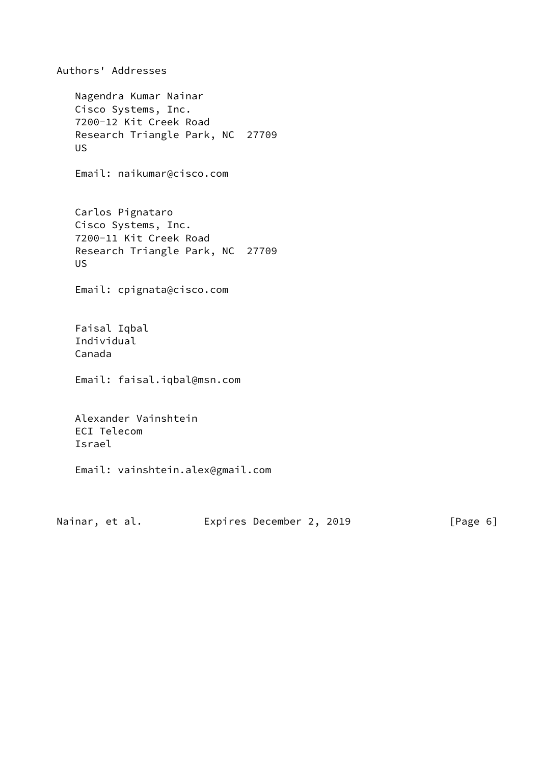## Authors' Addresses

Nagendra Kumar Nainar
Cisco Systems, Inc.
7200-12 Kit Creek Road
Research Triangle Park, NC  27709
US

Email: naikumar@cisco.com

Carlos Pignataro
Cisco Systems, Inc.
7200-11 Kit Creek Road
Research Triangle Park, NC  27709
US

Email: cpignata@cisco.com

Faisal Iqbal
Individual
Canada

Email: faisal.iqbal@msn.com

Alexander Vainshtein
ECI Telecom
Israel

Email: vainshtein.alex@gmail.com